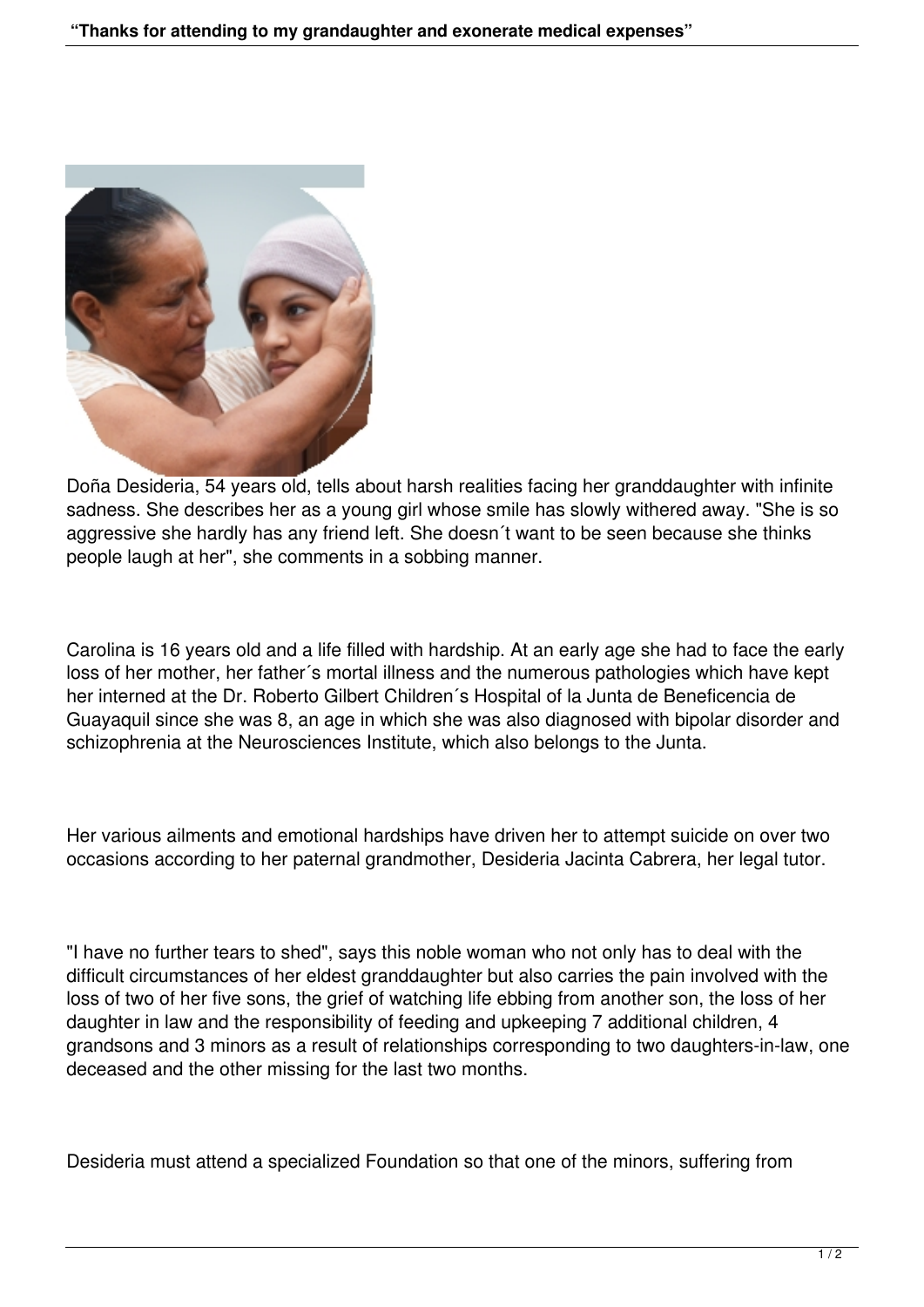Doña Desideria, 54 years old, tells about harsh realities facing her granddaughter with infinite sadness. She describes her as a young girl whose smile has slowly withered away. "She is so aggressive she hardly has any friend left. She doesn´t want to be seen because she thinks people laugh at her", she comments in a sobbing manner.

Carolina is 16 years old and a life filled with hardship. At an early age she had to face the early loss of her mother, her father´s mortal illness and the numerous pathologies which have kept her interned at the Dr. Roberto Gilbert Children´s Hospital of la Junta de Beneficencia de Guayaquil since she was 8, an age in which she was also diagnosed with bipolar disorder and schizophrenia at the Neurosciences Institute, which also belongs to the Junta.

Her various ailments and emotional hardships have driven her to attempt suicide on over two occasions according to her paternal grandmother, Desideria Jacinta Cabrera, her legal tutor.

"I have no further tears to shed", says this noble woman who not only has to deal with the difficult circumstances of her eldest granddaughter but also carries the pain involved with the loss of two of her five sons, the grief of watching life ebbing from another son, the loss of her daughter in law and the responsibility of feeding and upkeeping 7 additional children, 4 grandsons and 3 minors as a result of relationships corresponding to two daughters-in-law, one deceased and the other missing for the last two months.

Desideria must attend a specialized Foundation so that one of the minors, suffering from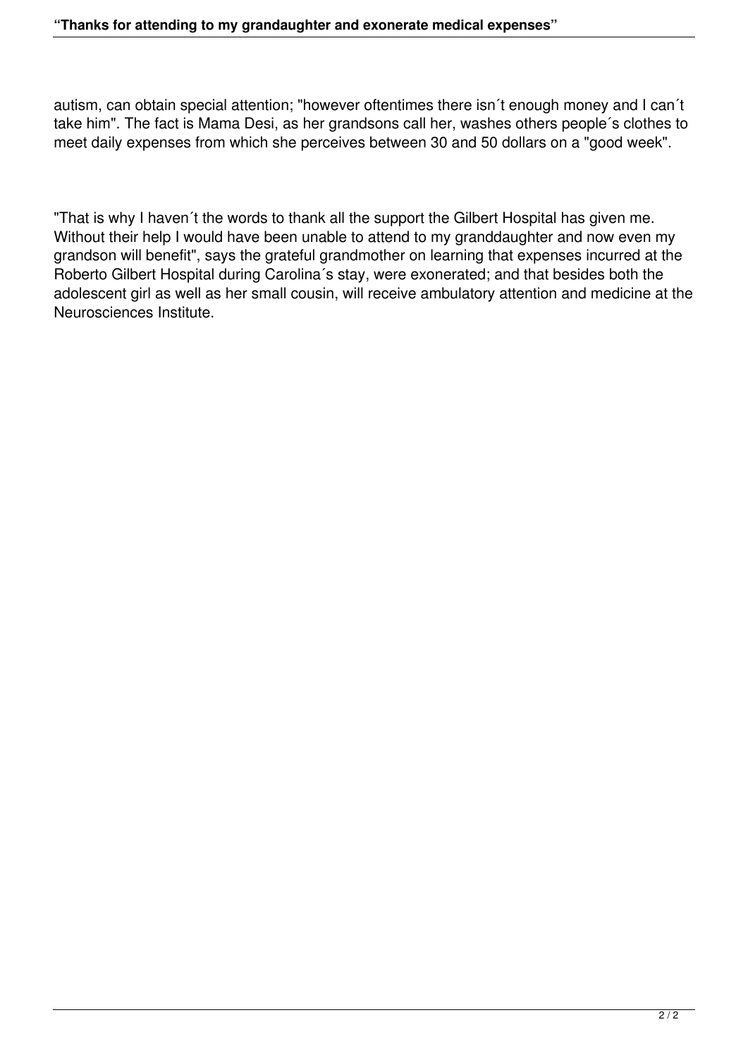autism, can obtain special attention; "however oftentimes there isn´t enough money and I can´t take him". The fact is Mama Desi, as her grandsons call her, washes others people´s clothes to meet daily expenses from which she perceives between 30 and 50 dollars on a "good week".

"That is why I haven´t the words to thank all the support the Gilbert Hospital has given me. Without their help I would have been unable to attend to my granddaughter and now even my grandson will benefit", says the grateful grandmother on learning that expenses incurred at the Roberto Gilbert Hospital during Carolina´s stay, were exonerated; and that besides both the adolescent girl as well as her small cousin, will receive ambulatory attention and medicine at the Neurosciences Institute.